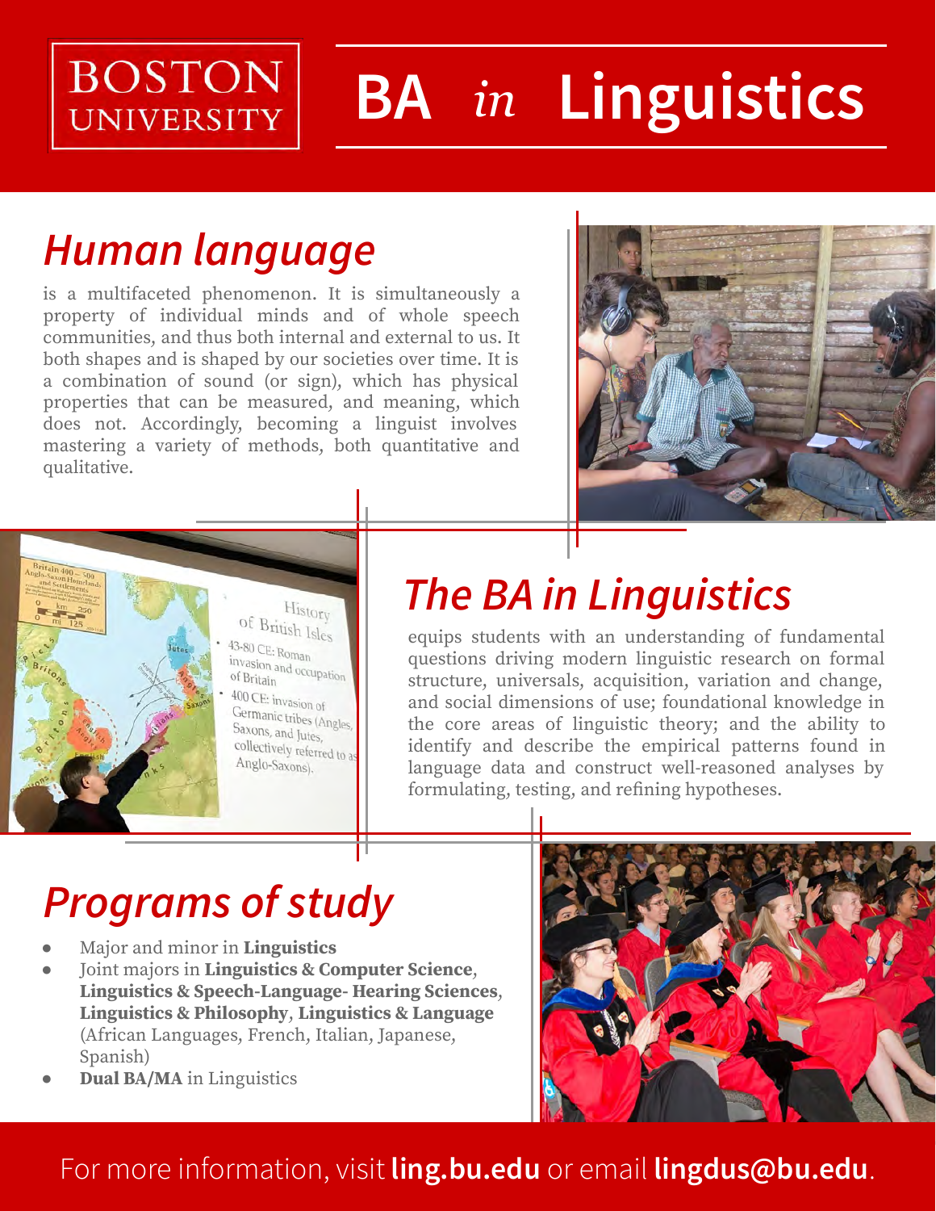BOSTON UNIVERSITY

# BA *in* Linguistics

## *Human language*

is a multifaceted phenomenon. It is simultaneously a property of individual minds and of whole speech communities, and thus both internal and external to us. It both shapes and is shaped by our societies over time. It is a combination of sound (or sign), which has physical properties that can be measured, and meaning, which does not. Accordingly, becoming a linguist involves mastering a variety of methods, both quantitative and qualitative.

## *The BA in Linguistics*

equips students with an understanding of fundamental questions driving modern linguistic research on formal structure, universals, acquisition, variation and change, and social dimensions of use; foundational knowledge in the core areas of linguistic theory; and the ability to identify and describe the empirical patterns found in language data and construct well-reasoned analyses by formulating, testing, and refining hypotheses.

## *Programs of study*

- Major and minor in **Linguistics**
- Joint majors in **Linguistics & Computer Science**, **Linguistics & Speech-Language- Hearing Sciences**, **Linguistics & Philosophy**, **Linguistics & Language** (African Languages, French, Italian, Japanese, Spanish)
- **Dual BA/MA** in Linguistics

For more information, visit **ling.bu.edu** or email **lingdus@bu.edu**.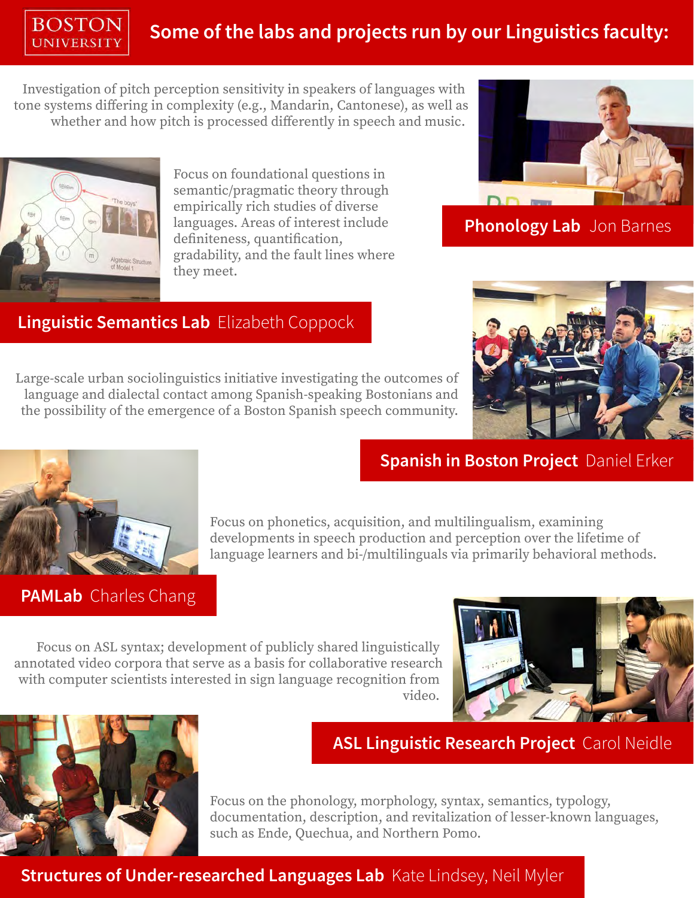# Some of the labs and projects run by our Linguistics faculty:

Investigation of pitch perception sensitivity in speakers of languages with tone systems differing in complexity (e.g., Mandarin, Cantonese), as well as whether and how pitch is processed differently in speech and music.

## Phonology Lab Jon Barnes

Focus on foundational questions in semantic/pragmatic theory through empirically rich studies of diverse languages. Areas of interest include definiteness, quantification, gradability, and the fault lines where they meet.

## Linguistic Semantics Lab Elizabeth Coppock

Large-scale urban sociolinguistics initiative investigating the outcomes of language and dialectal contact among Spanish-speaking Bostonians and the possibility of the emergence of a Boston Spanish speech community.

## Spanish in Boston Project Daniel Erker

Focus on phonetics, acquisition, and multilingualism, examining developments in speech production and perception over the lifetime of language learners and bi-/multilinguals via primarily behavioral methods.

## PAMLab Charles Chang

Focus on ASL syntax; development of publicly shared linguistically annotated video corpora that serve as a basis for collaborative research with computer scientists interested in sign language recognition from video.

## ASL Linguistic Research Project Carol Neidle

Focus on the phonology, morphology, syntax, semantics, typology, documentation, description, and revitalization of lesser-known languages, such as Ende, Quechua, and Northern Pomo.

## Structures of Under-researched Languages Lab Kate Lindsey, Neil Myler